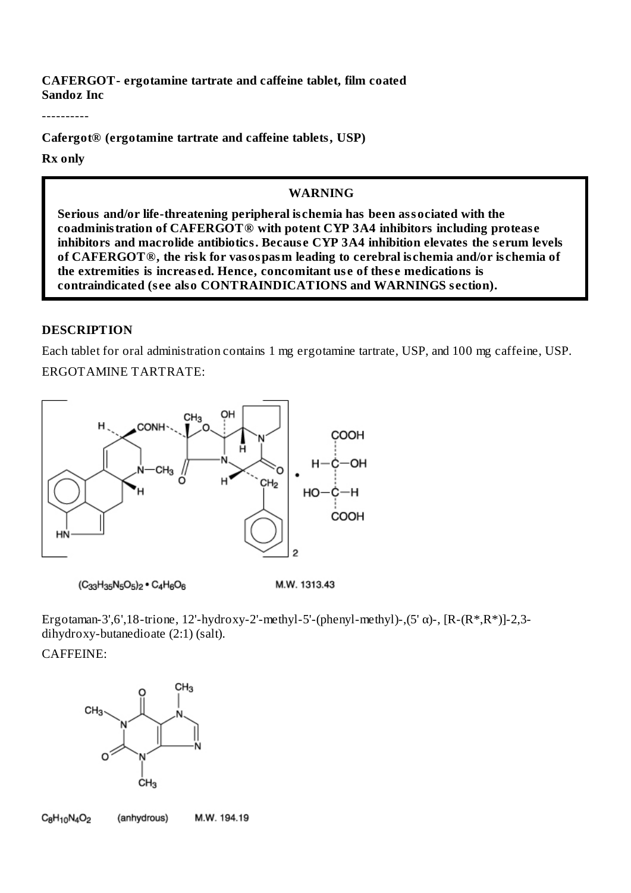**CAFERGOT- ergotamine tartrate and caffeine tablet, film coated**
**Sandoz Inc**

----------

**Cafergot® (ergotamine tartrate and caffeine tablets, USP)**

**Rx only**

> **WARNING**
>
> **Serious and/or life-threatening peripheral ischemia has been associated with the coadministration of CAFERGOT® with potent CYP 3A4 inhibitors including protease inhibitors and macrolide antibiotics. Because CYP 3A4 inhibition elevates the serum levels of CAFERGOT®, the risk for vasospasm leading to cerebral ischemia and/or ischemia of the extremities is increased. Hence, concomitant use of these medications is contraindicated (see also CONTRAINDICATIONS and WARNINGS section).**

## DESCRIPTION

Each tablet for oral administration contains 1 mg ergotamine tartrate, USP, and 100 mg caffeine, USP.

ERGOTAMINE TARTRATE:

$(C_{33}H_{35}N_5O_5)_2 \cdot C_4H_6O_6$ M.W. 1313.43

Ergotaman-3',6',18-trione, 12'-hydroxy-2'-methyl-5'-(phenyl-methyl)-,(5' α)-, [R-(R*,R*)]-2,3-dihydroxy-butanedioate (2:1) (salt).

CAFFEINE:

$C_8H_{10}N_4O_2$ (anhydrous) M.W. 194.19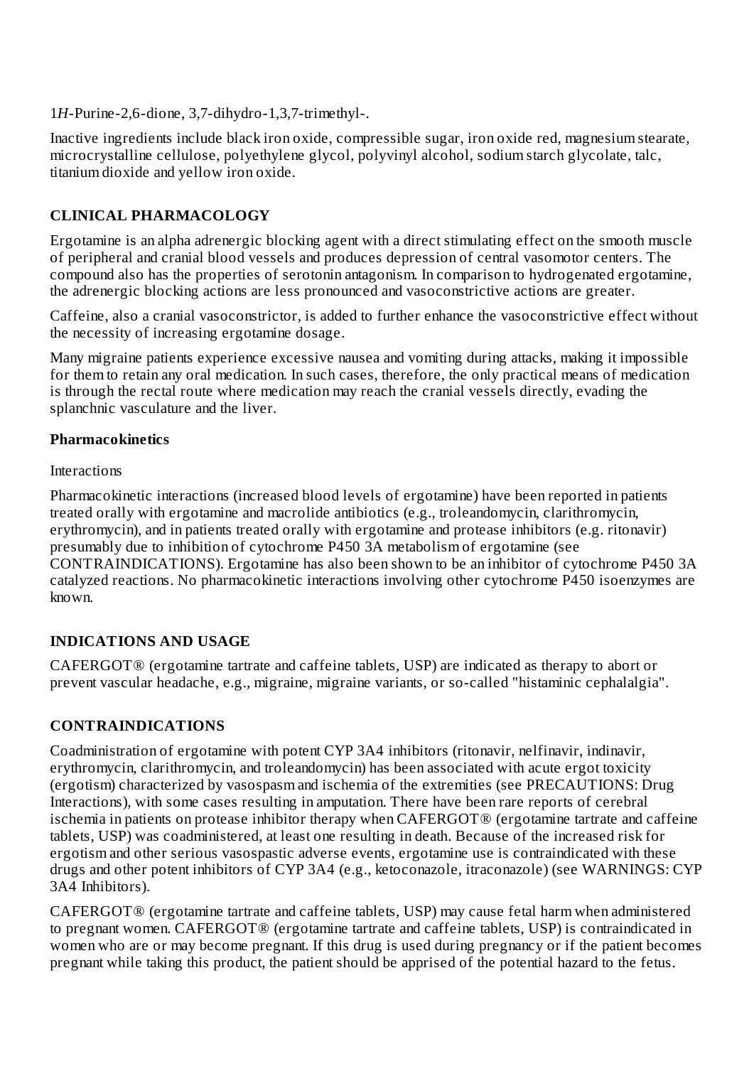1*H*-Purine-2,6-dione, 3,7-dihydro-1,3,7-trimethyl-.

Inactive ingredients include black iron oxide, compressible sugar, iron oxide red, magnesium stearate, microcrystalline cellulose, polyethylene glycol, polyvinyl alcohol, sodium starch glycolate, talc, titanium dioxide and yellow iron oxide.

## CLINICAL PHARMACOLOGY

Ergotamine is an alpha adrenergic blocking agent with a direct stimulating effect on the smooth muscle of peripheral and cranial blood vessels and produces depression of central vasomotor centers. The compound also has the properties of serotonin antagonism. In comparison to hydrogenated ergotamine, the adrenergic blocking actions are less pronounced and vasoconstrictive actions are greater.

Caffeine, also a cranial vasoconstrictor, is added to further enhance the vasoconstrictive effect without the necessity of increasing ergotamine dosage.

Many migraine patients experience excessive nausea and vomiting during attacks, making it impossible for them to retain any oral medication. In such cases, therefore, the only practical means of medication is through the rectal route where medication may reach the cranial vessels directly, evading the splanchnic vasculature and the liver.

### Pharmacokinetics

Interactions

Pharmacokinetic interactions (increased blood levels of ergotamine) have been reported in patients treated orally with ergotamine and macrolide antibiotics (e.g., troleandomycin, clarithromycin, erythromycin), and in patients treated orally with ergotamine and protease inhibitors (e.g. ritonavir) presumably due to inhibition of cytochrome P450 3A metabolism of ergotamine (see CONTRAINDICATIONS). Ergotamine has also been shown to be an inhibitor of cytochrome P450 3A catalyzed reactions. No pharmacokinetic interactions involving other cytochrome P450 isoenzymes are known.

## INDICATIONS AND USAGE

CAFERGOT® (ergotamine tartrate and caffeine tablets, USP) are indicated as therapy to abort or prevent vascular headache, e.g., migraine, migraine variants, or so-called "histaminic cephalalgia".

## CONTRAINDICATIONS

Coadministration of ergotamine with potent CYP 3A4 inhibitors (ritonavir, nelfinavir, indinavir, erythromycin, clarithromycin, and troleandomycin) has been associated with acute ergot toxicity (ergotism) characterized by vasospasm and ischemia of the extremities (see PRECAUTIONS: Drug Interactions), with some cases resulting in amputation. There have been rare reports of cerebral ischemia in patients on protease inhibitor therapy when CAFERGOT® (ergotamine tartrate and caffeine tablets, USP) was coadministered, at least one resulting in death. Because of the increased risk for ergotism and other serious vasospastic adverse events, ergotamine use is contraindicated with these drugs and other potent inhibitors of CYP 3A4 (e.g., ketoconazole, itraconazole) (see WARNINGS: CYP 3A4 Inhibitors).

CAFERGOT® (ergotamine tartrate and caffeine tablets, USP) may cause fetal harm when administered to pregnant women. CAFERGOT® (ergotamine tartrate and caffeine tablets, USP) is contraindicated in women who are or may become pregnant. If this drug is used during pregnancy or if the patient becomes pregnant while taking this product, the patient should be apprised of the potential hazard to the fetus.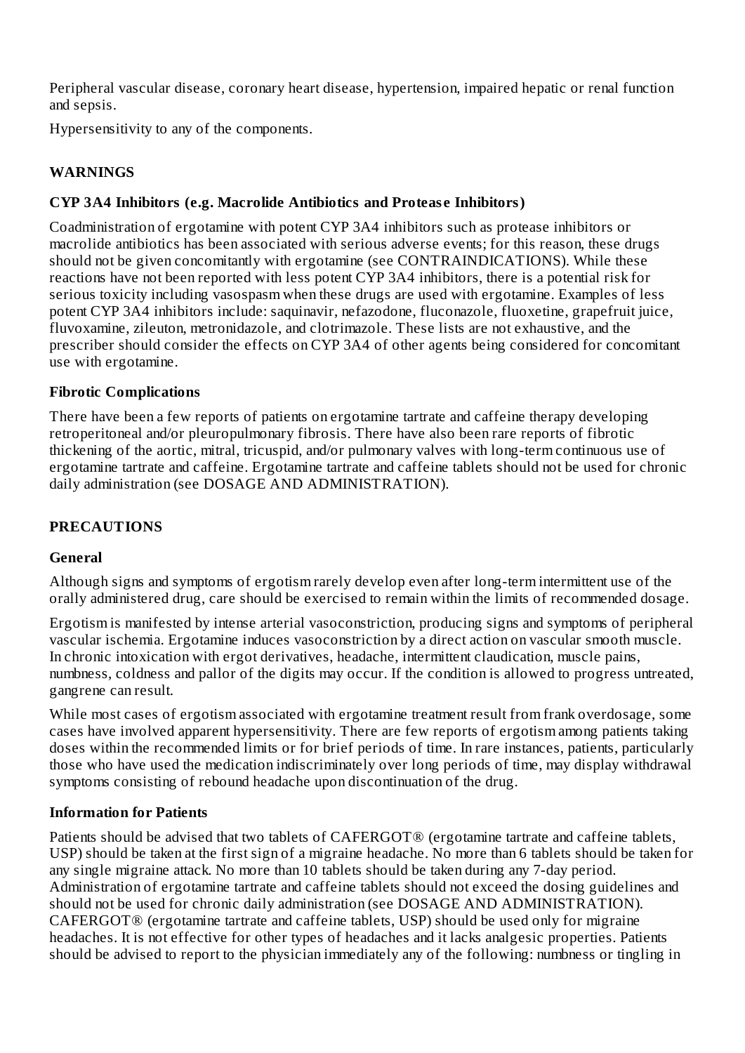Peripheral vascular disease, coronary heart disease, hypertension, impaired hepatic or renal function and sepsis.

Hypersensitivity to any of the components.

## WARNINGS

### CYP 3A4 Inhibitors (e.g. Macrolide Antibiotics and Protease Inhibitors)

Coadministration of ergotamine with potent CYP 3A4 inhibitors such as protease inhibitors or macrolide antibiotics has been associated with serious adverse events; for this reason, these drugs should not be given concomitantly with ergotamine (see CONTRAINDICATIONS). While these reactions have not been reported with less potent CYP 3A4 inhibitors, there is a potential risk for serious toxicity including vasospasm when these drugs are used with ergotamine. Examples of less potent CYP 3A4 inhibitors include: saquinavir, nefazodone, fluconazole, fluoxetine, grapefruit juice, fluvoxamine, zileuton, metronidazole, and clotrimazole. These lists are not exhaustive, and the prescriber should consider the effects on CYP 3A4 of other agents being considered for concomitant use with ergotamine.

### Fibrotic Complications

There have been a few reports of patients on ergotamine tartrate and caffeine therapy developing retroperitoneal and/or pleuropulmonary fibrosis. There have also been rare reports of fibrotic thickening of the aortic, mitral, tricuspid, and/or pulmonary valves with long-term continuous use of ergotamine tartrate and caffeine. Ergotamine tartrate and caffeine tablets should not be used for chronic daily administration (see DOSAGE AND ADMINISTRATION).

## PRECAUTIONS

### General

Although signs and symptoms of ergotism rarely develop even after long-term intermittent use of the orally administered drug, care should be exercised to remain within the limits of recommended dosage.

Ergotism is manifested by intense arterial vasoconstriction, producing signs and symptoms of peripheral vascular ischemia. Ergotamine induces vasoconstriction by a direct action on vascular smooth muscle. In chronic intoxication with ergot derivatives, headache, intermittent claudication, muscle pains, numbness, coldness and pallor of the digits may occur. If the condition is allowed to progress untreated, gangrene can result.

While most cases of ergotism associated with ergotamine treatment result from frank overdosage, some cases have involved apparent hypersensitivity. There are few reports of ergotism among patients taking doses within the recommended limits or for brief periods of time. In rare instances, patients, particularly those who have used the medication indiscriminately over long periods of time, may display withdrawal symptoms consisting of rebound headache upon discontinuation of the drug.

### Information for Patients

Patients should be advised that two tablets of CAFERGOT® (ergotamine tartrate and caffeine tablets, USP) should be taken at the first sign of a migraine headache. No more than 6 tablets should be taken for any single migraine attack. No more than 10 tablets should be taken during any 7-day period. Administration of ergotamine tartrate and caffeine tablets should not exceed the dosing guidelines and should not be used for chronic daily administration (see DOSAGE AND ADMINISTRATION). CAFERGOT® (ergotamine tartrate and caffeine tablets, USP) should be used only for migraine headaches. It is not effective for other types of headaches and it lacks analgesic properties. Patients should be advised to report to the physician immediately any of the following: numbness or tingling in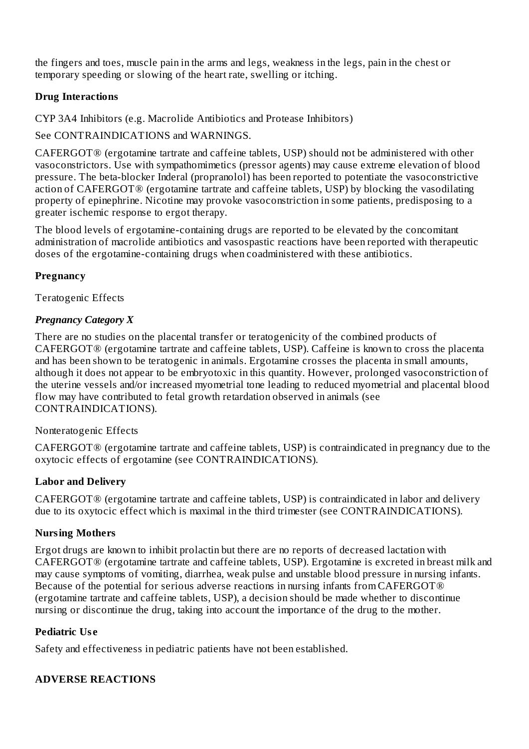the fingers and toes, muscle pain in the arms and legs, weakness in the legs, pain in the chest or temporary speeding or slowing of the heart rate, swelling or itching.

### Drug Interactions

CYP 3A4 Inhibitors (e.g. Macrolide Antibiotics and Protease Inhibitors)

See CONTRAINDICATIONS and WARNINGS.

CAFERGOT® (ergotamine tartrate and caffeine tablets, USP) should not be administered with other vasoconstrictors. Use with sympathomimetics (pressor agents) may cause extreme elevation of blood pressure. The beta-blocker Inderal (propranolol) has been reported to potentiate the vasoconstrictive action of CAFERGOT® (ergotamine tartrate and caffeine tablets, USP) by blocking the vasodilating property of epinephrine. Nicotine may provoke vasoconstriction in some patients, predisposing to a greater ischemic response to ergot therapy.

The blood levels of ergotamine-containing drugs are reported to be elevated by the concomitant administration of macrolide antibiotics and vasospastic reactions have been reported with therapeutic doses of the ergotamine-containing drugs when coadministered with these antibiotics.

### Pregnancy

Teratogenic Effects

***Pregnancy Category X***

There are no studies on the placental transfer or teratogenicity of the combined products of CAFERGOT® (ergotamine tartrate and caffeine tablets, USP). Caffeine is known to cross the placenta and has been shown to be teratogenic in animals. Ergotamine crosses the placenta in small amounts, although it does not appear to be embryotoxic in this quantity. However, prolonged vasoconstriction of the uterine vessels and/or increased myometrial tone leading to reduced myometrial and placental blood flow may have contributed to fetal growth retardation observed in animals (see CONTRAINDICATIONS).

Nonteratogenic Effects

CAFERGOT® (ergotamine tartrate and caffeine tablets, USP) is contraindicated in pregnancy due to the oxytocic effects of ergotamine (see CONTRAINDICATIONS).

### Labor and Delivery

CAFERGOT® (ergotamine tartrate and caffeine tablets, USP) is contraindicated in labor and delivery due to its oxytocic effect which is maximal in the third trimester (see CONTRAINDICATIONS).

### Nursing Mothers

Ergot drugs are known to inhibit prolactin but there are no reports of decreased lactation with CAFERGOT® (ergotamine tartrate and caffeine tablets, USP). Ergotamine is excreted in breast milk and may cause symptoms of vomiting, diarrhea, weak pulse and unstable blood pressure in nursing infants. Because of the potential for serious adverse reactions in nursing infants from CAFERGOT® (ergotamine tartrate and caffeine tablets, USP), a decision should be made whether to discontinue nursing or discontinue the drug, taking into account the importance of the drug to the mother.

### Pediatric Use

Safety and effectiveness in pediatric patients have not been established.

## ADVERSE REACTIONS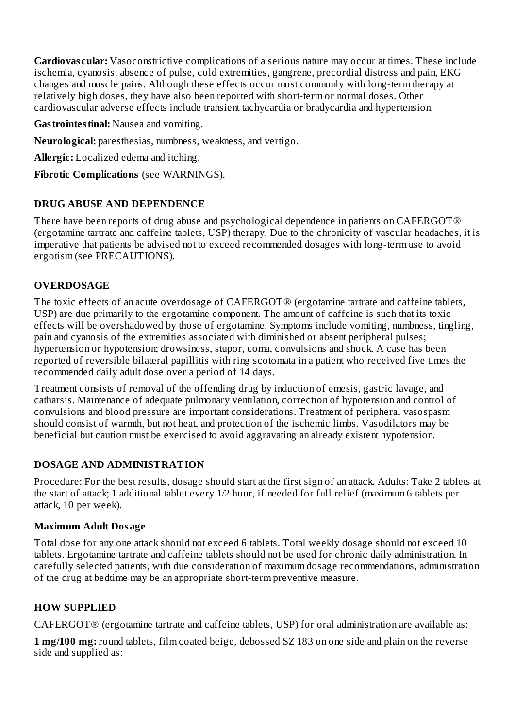**Cardiovascular:** Vasoconstrictive complications of a serious nature may occur at times. These include ischemia, cyanosis, absence of pulse, cold extremities, gangrene, precordial distress and pain, EKG changes and muscle pains. Although these effects occur most commonly with long-term therapy at relatively high doses, they have also been reported with short-term or normal doses. Other cardiovascular adverse effects include transient tachycardia or bradycardia and hypertension.

**Gastrointestinal:** Nausea and vomiting.

**Neurological:** paresthesias, numbness, weakness, and vertigo.

**Allergic:** Localized edema and itching.

**Fibrotic Complications** (see WARNINGS).

## DRUG ABUSE AND DEPENDENCE

There have been reports of drug abuse and psychological dependence in patients on CAFERGOT® (ergotamine tartrate and caffeine tablets, USP) therapy. Due to the chronicity of vascular headaches, it is imperative that patients be advised not to exceed recommended dosages with long-term use to avoid ergotism (see PRECAUTIONS).

## OVERDOSAGE

The toxic effects of an acute overdosage of CAFERGOT® (ergotamine tartrate and caffeine tablets, USP) are due primarily to the ergotamine component. The amount of caffeine is such that its toxic effects will be overshadowed by those of ergotamine. Symptoms include vomiting, numbness, tingling, pain and cyanosis of the extremities associated with diminished or absent peripheral pulses; hypertension or hypotension; drowsiness, stupor, coma, convulsions and shock. A case has been reported of reversible bilateral papillitis with ring scotomata in a patient who received five times the recommended daily adult dose over a period of 14 days.

Treatment consists of removal of the offending drug by induction of emesis, gastric lavage, and catharsis. Maintenance of adequate pulmonary ventilation, correction of hypotension and control of convulsions and blood pressure are important considerations. Treatment of peripheral vasospasm should consist of warmth, but not heat, and protection of the ischemic limbs. Vasodilators may be beneficial but caution must be exercised to avoid aggravating an already existent hypotension.

## DOSAGE AND ADMINISTRATION

Procedure: For the best results, dosage should start at the first sign of an attack. Adults: Take 2 tablets at the start of attack; 1 additional tablet every 1/2 hour, if needed for full relief (maximum 6 tablets per attack, 10 per week).

### Maximum Adult Dosage

Total dose for any one attack should not exceed 6 tablets. Total weekly dosage should not exceed 10 tablets. Ergotamine tartrate and caffeine tablets should not be used for chronic daily administration. In carefully selected patients, with due consideration of maximum dosage recommendations, administration of the drug at bedtime may be an appropriate short-term preventive measure.

## HOW SUPPLIED

CAFERGOT® (ergotamine tartrate and caffeine tablets, USP) for oral administration are available as:

**1 mg/100 mg:** round tablets, film coated beige, debossed SZ 183 on one side and plain on the reverse side and supplied as: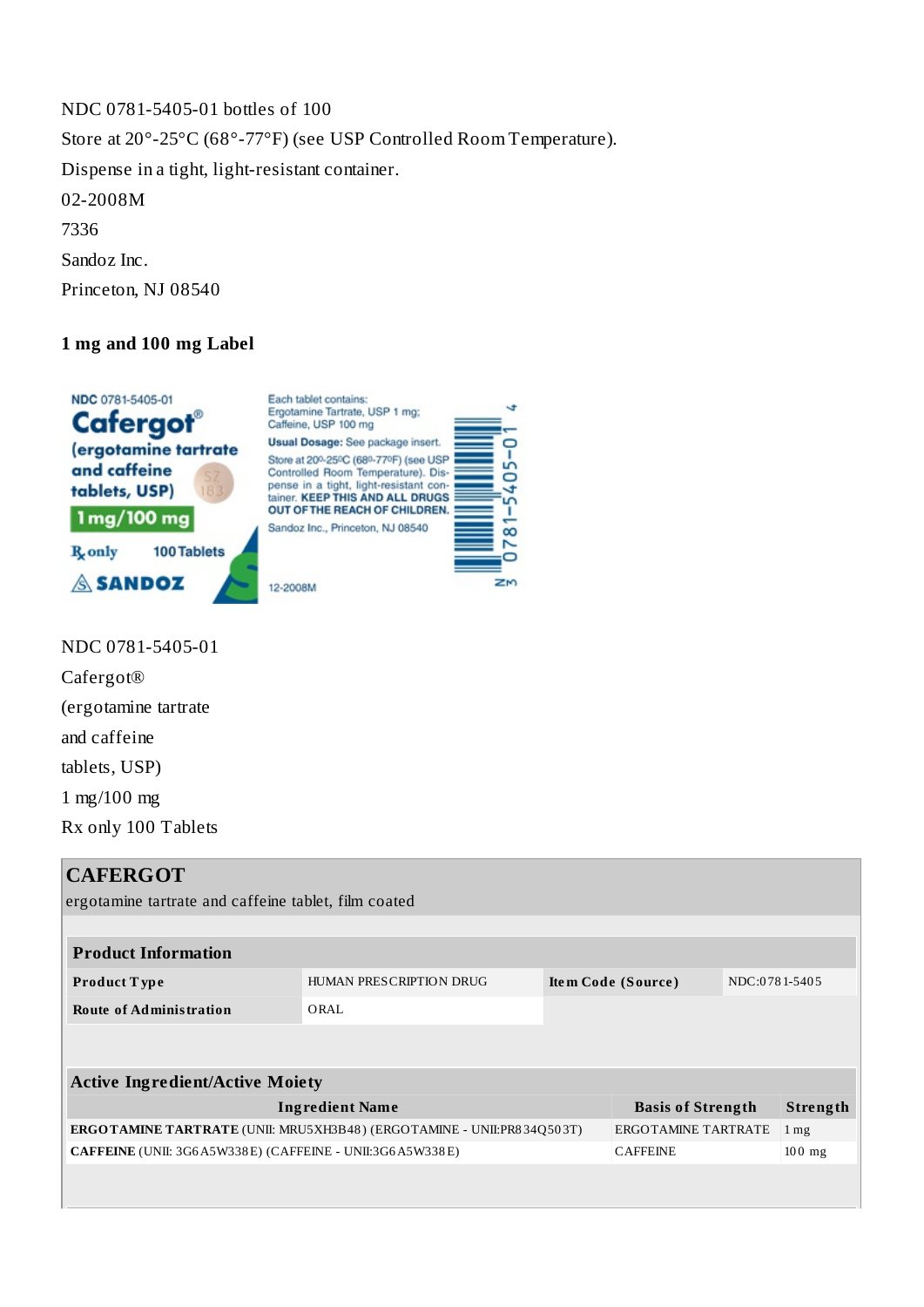NDC 0781-5405-01 bottles of 100

Store at 20°-25°C (68°-77°F) (see USP Controlled Room Temperature).

Dispense in a tight, light-resistant container.

02-2008M

7336

Sandoz Inc.

Princeton, NJ 08540

### 1 mg and 100 mg Label

NDC 0781-5405-01

Cafergot®

(ergotamine tartrate

and caffeine

tablets, USP)

1 mg/100 mg

Rx only 100 Tablets

| **CAFERGOT** | | | |
|---|---|---|---|
| ergotamine tartrate and caffeine tablet, film coated | | | |

| **Product Information** | | | |
|---|---|---|---|
| **Product Type** | HUMAN PRESCRIPTION DRUG | **Item Code (Source)** | NDC:0781-5405 |
| **Route of Administration** | ORAL | | |

| **Active Ingredient/Active Moiety** | | |
|---|---|---|
| **Ingredient Name** | **Basis of Strength** | **Strength** |
| **ERGOTAMINE TARTRATE** (UNII: MRU5XH3B48) (ERGOTAMINE - UNII:PR834Q503T) | ERGOTAMINE TARTRATE | 1 mg |
| **CAFFEINE** (UNII: 3G6A5W338E) (CAFFEINE - UNII:3G6A5W338E) | CAFFEINE | 100 mg |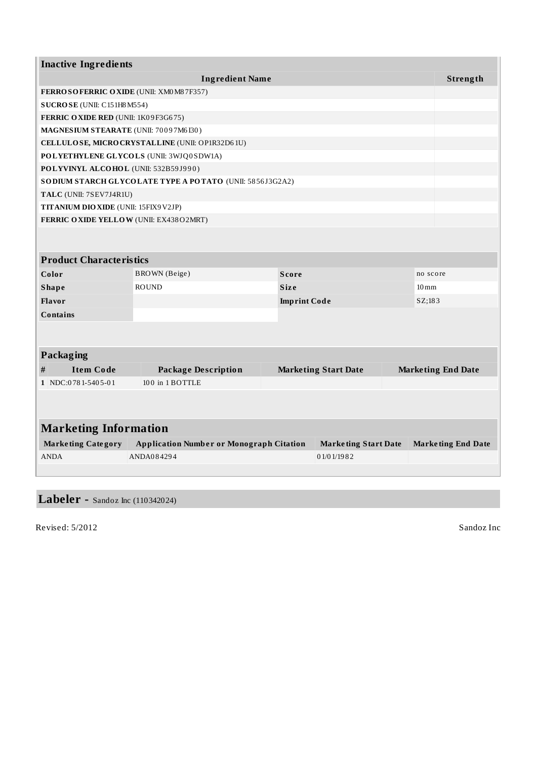| Inactive Ingredients | |
|---|---|
| **Ingredient Name** | **Strength** |
| **FERROSOFERRIC OXIDE** (UNII: XM0M87F357) | |
| **SUCROSE** (UNII: C151H8M554) | |
| **FERRIC OXIDE RED** (UNII: 1K09F3G675) | |
| **MAGNESIUM STEARATE** (UNII: 70097M6I30) | |
| **CELLULOSE, MICROCRYSTALLINE** (UNII: OP1R32D61U) | |
| **POLYETHYLENE GLYCOLS** (UNII: 3WJQ0SDW1A) | |
| **POLYVINYL ALCOHOL** (UNII: 532B59J990) | |
| **SODIUM STARCH GLYCOLATE TYPE A POTATO** (UNII: 5856J3G2A2) | |
| **TALC** (UNII: 7SEV7J4R1U) | |
| **TITANIUM DIOXIDE** (UNII: 15FIX9V2JP) | |
| **FERRIC OXIDE YELLOW** (UNII: EX438O2MRT) | |

| Product Characteristics | | | |
|---|---|---|---|
| **Color** | BROWN (Beige) | **Score** | no score |
| **Shape** | ROUND | **Size** | 10mm |
| **Flavor** | | **Imprint Code** | SZ;183 |
| **Contains** | | | |

| Packaging | | | | |
|---|---|---|---|---|
| **#** | **Item Code** | **Package Description** | **Marketing Start Date** | **Marketing End Date** |
| 1 | NDC:0781-5405-01 | 100 in 1 BOTTLE | | |

| Marketing Information | | | |
|---|---|---|---|
| **Marketing Category** | **Application Number or Monograph Citation** | **Marketing Start Date** | **Marketing End Date** |
| ANDA | ANDA084294 | 01/01/1982 | |

## Labeler - Sandoz Inc (110342024)

Revised: 5/2012

Sandoz Inc